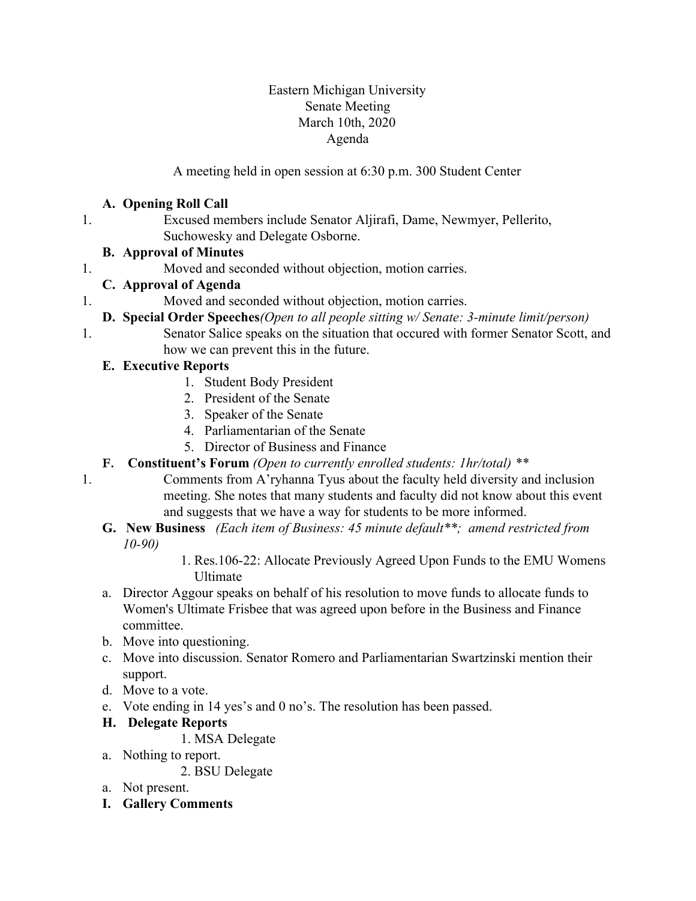Eastern Michigan University
Senate Meeting
March 10th, 2020
Agenda

A meeting held in open session at 6:30 p.m. 300 Student Center

**A. Opening Roll Call**

1. Excused members include Senator Aljirafi, Dame, Newmyer, Pellerito, Suchowesky and Delegate Osborne.

**B. Approval of Minutes**

1. Moved and seconded without objection, motion carries.

**C. Approval of Agenda**

1. Moved and seconded without objection, motion carries.

**D. Special Order Speeches***(Open to all people sitting w/ Senate: 3-minute limit/person)*

1. Senator Salice speaks on the situation that occured with former Senator Scott, and how we can prevent this in the future.

**E. Executive Reports**

1. Student Body President
2. President of the Senate
3. Speaker of the Senate
4. Parliamentarian of the Senate
5. Director of Business and Finance

**F. Constituent's Forum** *(Open to currently enrolled students: 1hr/total) \*\**

1. Comments from A'ryhanna Tyus about the faculty held diversity and inclusion meeting. She notes that many students and faculty did not know about this event and suggests that we have a way for students to be more informed.

**G. New Business** *(Each item of Business: 45 minute default\*\*; amend restricted from 10-90)*

1. Res.106-22: Allocate Previously Agreed Upon Funds to the EMU Womens Ultimate

a. Director Aggour speaks on behalf of his resolution to move funds to allocate funds to Women's Ultimate Frisbee that was agreed upon before in the Business and Finance committee.
b. Move into questioning.
c. Move into discussion. Senator Romero and Parliamentarian Swartzinski mention their support.
d. Move to a vote.
e. Vote ending in 14 yes's and 0 no's. The resolution has been passed.

**H. Delegate Reports**

1. MSA Delegate

a. Nothing to report.

2. BSU Delegate

a. Not present.

**I. Gallery Comments**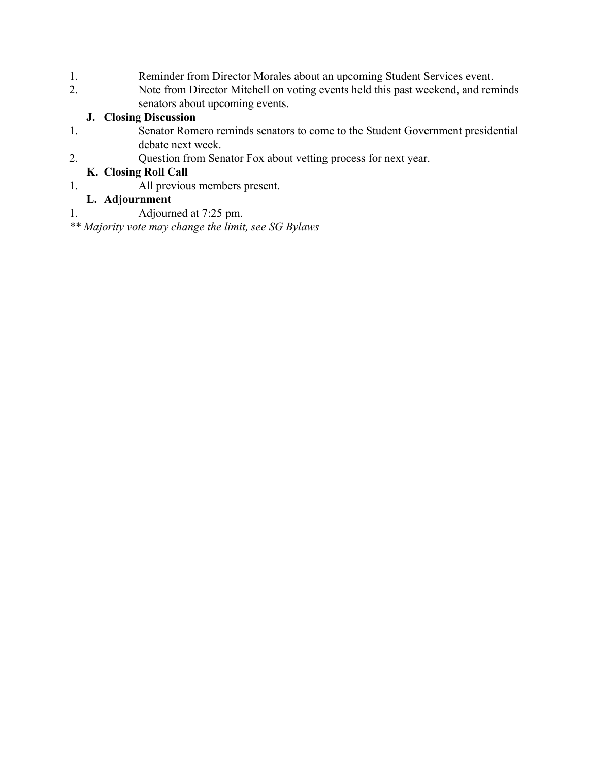1. Reminder from Director Morales about an upcoming Student Services event.
2. Note from Director Mitchell on voting events held this past weekend, and reminds senators about upcoming events.

**J. Closing Discussion**

1. Senator Romero reminds senators to come to the Student Government presidential debate next week.
2. Question from Senator Fox about vetting process for next year.

**K. Closing Roll Call**

1. All previous members present.

**L. Adjournment**

1. Adjourned at 7:25 pm.

** *Majority vote may change the limit, see SG Bylaws*